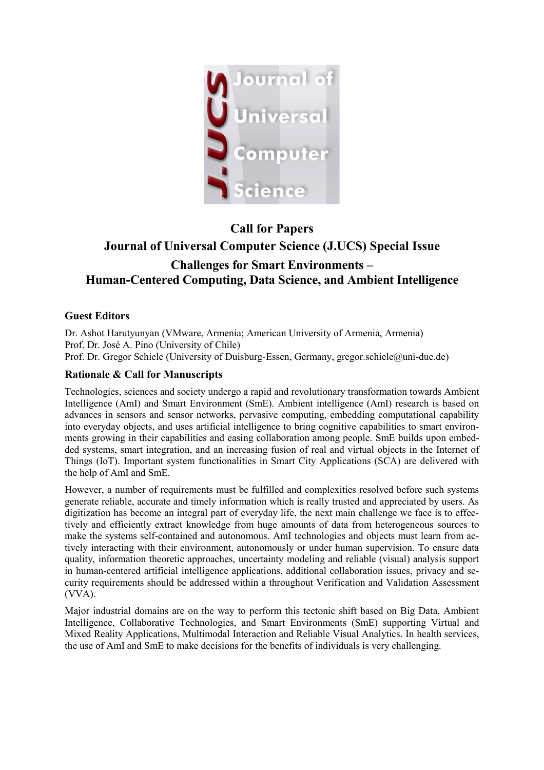# Call for Papers

# Journal of Universal Computer Science (J.UCS) Special Issue

# Challenges for Smart Environments – Human-Centered Computing, Data Science, and Ambient Intelligence

## Guest Editors

Dr. Ashot Harutyunyan (VMware, Armenia; American University of Armenia, Armenia)
Prof. Dr. José A. Pino (University of Chile)
Prof. Dr. Gregor Schiele (University of Duisburg-Essen, Germany, gregor.schiele@uni-due.de)

## Rationale & Call for Manuscripts

Technologies, sciences and society undergo a rapid and revolutionary transformation towards Ambient Intelligence (AmI) and Smart Environment (SmE). Ambient intelligence (AmI) research is based on advances in sensors and sensor networks, pervasive computing, embedding computational capability into everyday objects, and uses artificial intelligence to bring cognitive capabilities to smart environments growing in their capabilities and easing collaboration among people. SmE builds upon embedded systems, smart integration, and an increasing fusion of real and virtual objects in the Internet of Things (IoT). Important system functionalities in Smart City Applications (SCA) are delivered with the help of AmI and SmE.

However, a number of requirements must be fulfilled and complexities resolved before such systems generate reliable, accurate and timely information which is really trusted and appreciated by users. As digitization has become an integral part of everyday life, the next main challenge we face is to effectively and efficiently extract knowledge from huge amounts of data from heterogeneous sources to make the systems self-contained and autonomous. AmI technologies and objects must learn from actively interacting with their environment, autonomously or under human supervision. To ensure data quality, information theoretic approaches, uncertainty modeling and reliable (visual) analysis support in human-centered artificial intelligence applications, additional collaboration issues, privacy and security requirements should be addressed within a throughout Verification and Validation Assessment (VVA).

Major industrial domains are on the way to perform this tectonic shift based on Big Data, Ambient Intelligence, Collaborative Technologies, and Smart Environments (SmE) supporting Virtual and Mixed Reality Applications, Multimodal Interaction and Reliable Visual Analytics. In health services, the use of AmI and SmE to make decisions for the benefits of individuals is very challenging.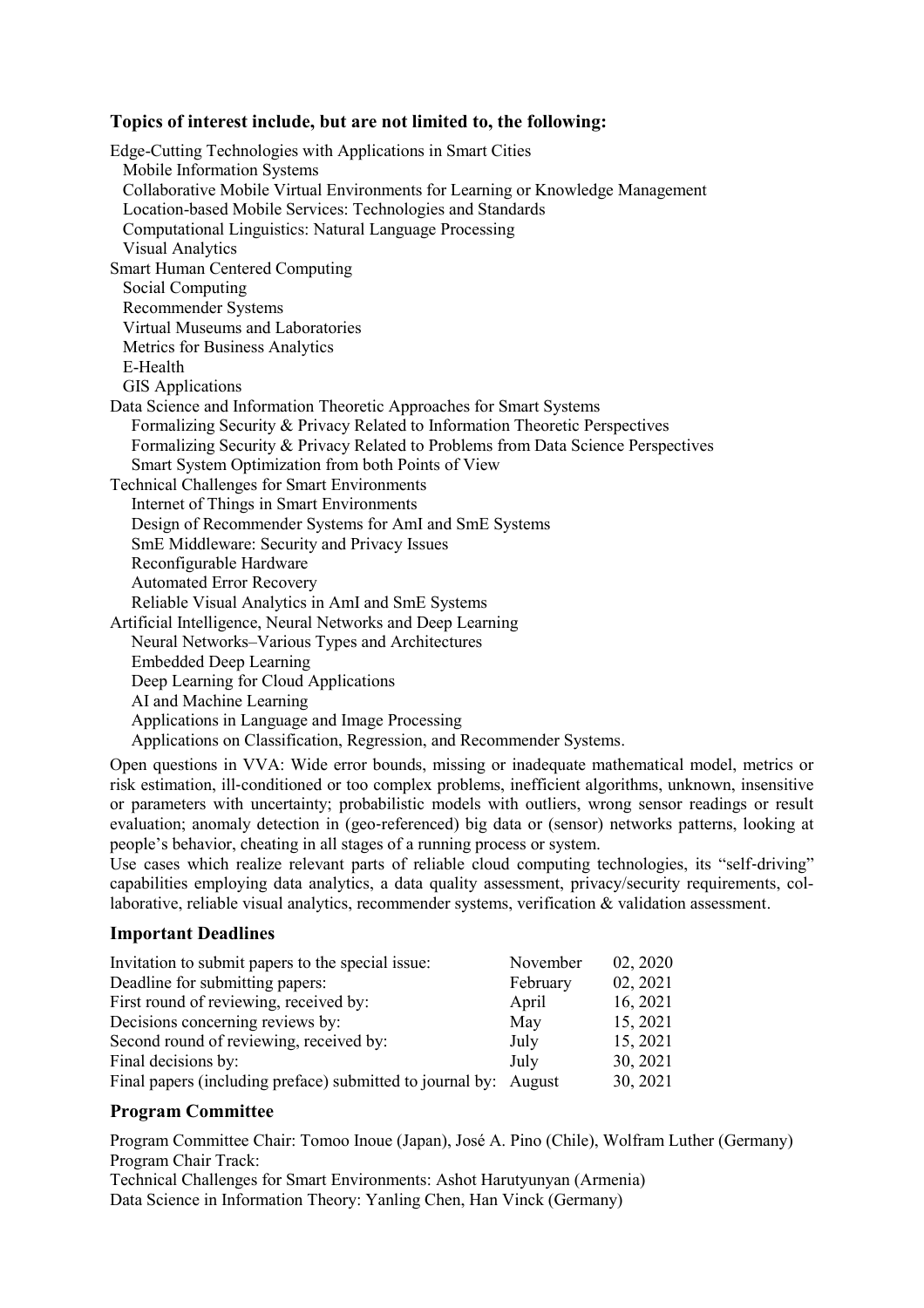### Topics of interest include, but are not limited to, the following:

- Edge-Cutting Technologies with Applications in Smart Cities
  - Mobile Information Systems
  - Collaborative Mobile Virtual Environments for Learning or Knowledge Management
  - Location-based Mobile Services: Technologies and Standards
  - Computational Linguistics: Natural Language Processing
  - Visual Analytics
- Smart Human Centered Computing
  - Social Computing
  - Recommender Systems
  - Virtual Museums and Laboratories
  - Metrics for Business Analytics
  - E-Health
  - GIS Applications
- Data Science and Information Theoretic Approaches for Smart Systems
  - Formalizing Security & Privacy Related to Information Theoretic Perspectives
  - Formalizing Security & Privacy Related to Problems from Data Science Perspectives
  - Smart System Optimization from both Points of View
- Technical Challenges for Smart Environments
  - Internet of Things in Smart Environments
  - Design of Recommender Systems for AmI and SmE Systems
  - SmE Middleware: Security and Privacy Issues
  - Reconfigurable Hardware
  - Automated Error Recovery
  - Reliable Visual Analytics in AmI and SmE Systems
- Artificial Intelligence, Neural Networks and Deep Learning
  - Neural Networks–Various Types and Architectures
  - Embedded Deep Learning
  - Deep Learning for Cloud Applications
  - AI and Machine Learning
  - Applications in Language and Image Processing
  - Applications on Classification, Regression, and Recommender Systems.

Open questions in VVA: Wide error bounds, missing or inadequate mathematical model, metrics or risk estimation, ill-conditioned or too complex problems, inefficient algorithms, unknown, insensitive or parameters with uncertainty; probabilistic models with outliers, wrong sensor readings or result evaluation; anomaly detection in (geo-referenced) big data or (sensor) networks patterns, looking at people's behavior, cheating in all stages of a running process or system.

Use cases which realize relevant parts of reliable cloud computing technologies, its "self-driving" capabilities employing data analytics, a data quality assessment, privacy/security requirements, collaborative, reliable visual analytics, recommender systems, verification & validation assessment.

### Important Deadlines

| | | |
|---|---|---|
| Invitation to submit papers to the special issue: | November | 02, 2020 |
| Deadline for submitting papers: | February | 02, 2021 |
| First round of reviewing, received by: | April | 16, 2021 |
| Decisions concerning reviews by: | May | 15, 2021 |
| Second round of reviewing, received by: | July | 15, 2021 |
| Final decisions by: | July | 30, 2021 |
| Final papers (including preface) submitted to journal by: | August | 30, 2021 |

### Program Committee

Program Committee Chair: Tomoo Inoue (Japan), José A. Pino (Chile), Wolfram Luther (Germany)
Program Chair Track:
Technical Challenges for Smart Environments: Ashot Harutyunyan (Armenia)
Data Science in Information Theory: Yanling Chen, Han Vinck (Germany)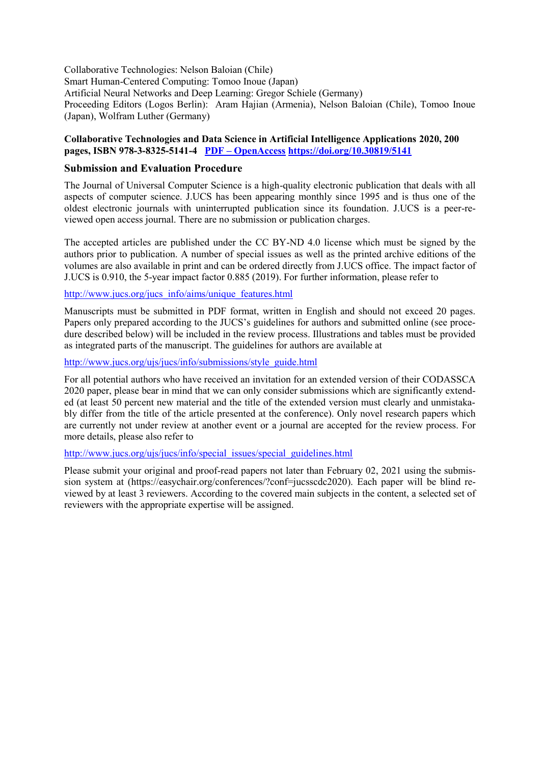Collaborative Technologies: Nelson Baloian (Chile)
Smart Human-Centered Computing: Tomoo Inoue (Japan)
Artificial Neural Networks and Deep Learning: Gregor Schiele (Germany)
Proceeding Editors (Logos Berlin): Aram Hajian (Armenia), Nelson Baloian (Chile), Tomoo Inoue (Japan), Wolfram Luther (Germany)

**Collaborative Technologies and Data Science in Artificial Intelligence Applications 2020, 200 pages, ISBN 978-3-8325-5141-4 PDF – OpenAccess https://doi.org/10.30819/5141**

## Submission and Evaluation Procedure

The Journal of Universal Computer Science is a high-quality electronic publication that deals with all aspects of computer science. J.UCS has been appearing monthly since 1995 and is thus one of the oldest electronic journals with uninterrupted publication since its foundation. J.UCS is a peer-reviewed open access journal. There are no submission or publication charges.

The accepted articles are published under the CC BY-ND 4.0 license which must be signed by the authors prior to publication. A number of special issues as well as the printed archive editions of the volumes are also available in print and can be ordered directly from J.UCS office. The impact factor of J.UCS is 0.910, the 5-year impact factor 0.885 (2019). For further information, please refer to

http://www.jucs.org/jucs_info/aims/unique_features.html

Manuscripts must be submitted in PDF format, written in English and should not exceed 20 pages. Papers only prepared according to the JUCS's guidelines for authors and submitted online (see procedure described below) will be included in the review process. Illustrations and tables must be provided as integrated parts of the manuscript. The guidelines for authors are available at

http://www.jucs.org/ujs/jucs/info/submissions/style_guide.html

For all potential authors who have received an invitation for an extended version of their CODASSCA 2020 paper, please bear in mind that we can only consider submissions which are significantly extended (at least 50 percent new material and the title of the extended version must clearly and unmistakably differ from the title of the article presented at the conference). Only novel research papers which are currently not under review at another event or a journal are accepted for the review process. For more details, please also refer to

http://www.jucs.org/ujs/jucs/info/special_issues/special_guidelines.html

Please submit your original and proof-read papers not later than February 02, 2021 using the submission system at (https://easychair.org/conferences/?conf=jucsscdc2020). Each paper will be blind reviewed by at least 3 reviewers. According to the covered main subjects in the content, a selected set of reviewers with the appropriate expertise will be assigned.